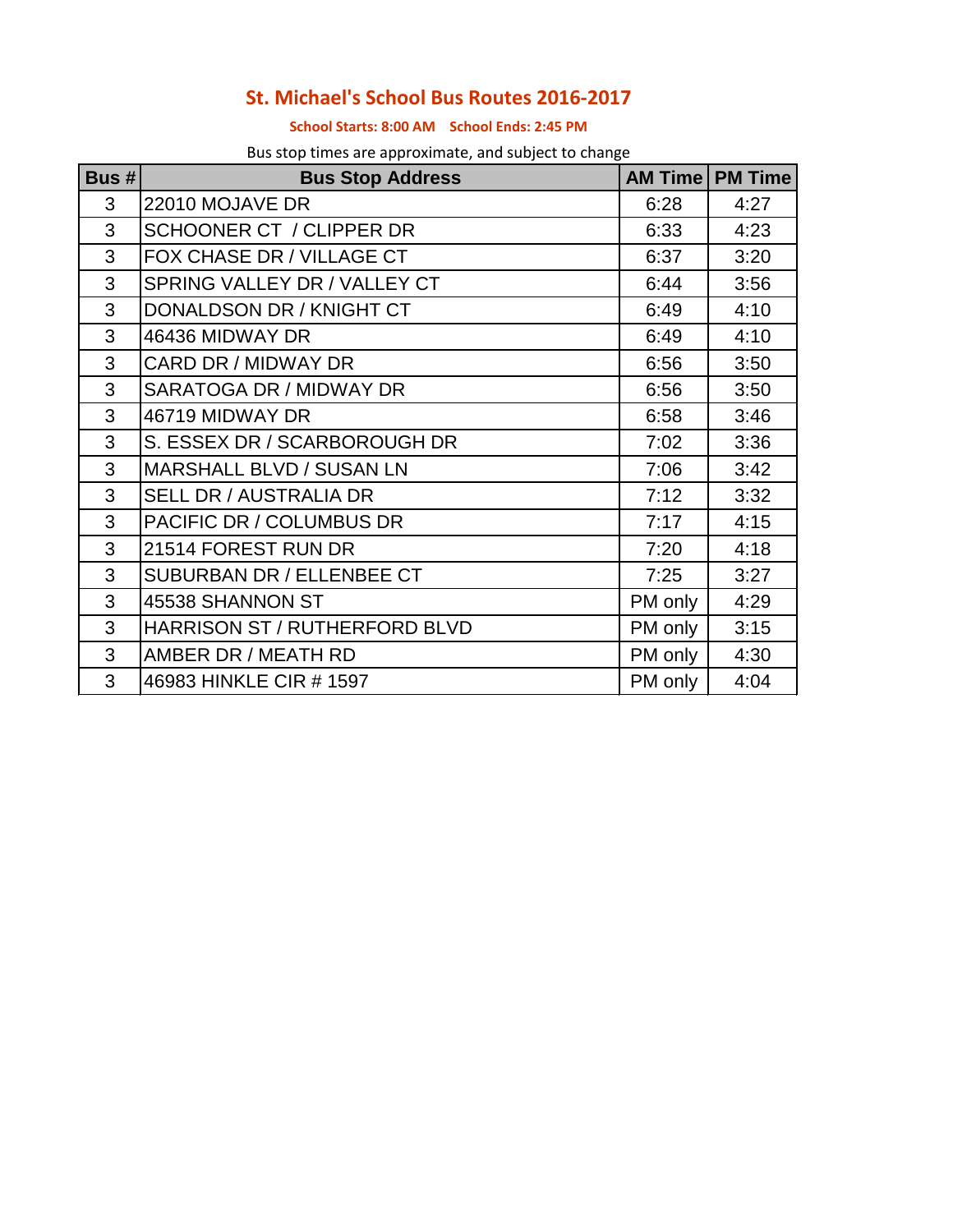# St. Michael's School Bus Routes 2016-2017

**School Starts: 8:00 AM School Ends: 2:45 PM**

Bus stop times are approximate, and subject to change

| Bus # | Bus Stop Address | AM Time | PM Time |
|---|---|---|---|
| 3 | 22010 MOJAVE DR | 6:28 | 4:27 |
| 3 | SCHOONER CT / CLIPPER DR | 6:33 | 4:23 |
| 3 | FOX CHASE DR / VILLAGE CT | 6:37 | 3:20 |
| 3 | SPRING VALLEY DR / VALLEY CT | 6:44 | 3:56 |
| 3 | DONALDSON DR / KNIGHT CT | 6:49 | 4:10 |
| 3 | 46436 MIDWAY DR | 6:49 | 4:10 |
| 3 | CARD DR / MIDWAY DR | 6:56 | 3:50 |
| 3 | SARATOGA DR / MIDWAY DR | 6:56 | 3:50 |
| 3 | 46719 MIDWAY DR | 6:58 | 3:46 |
| 3 | S. ESSEX DR / SCARBOROUGH DR | 7:02 | 3:36 |
| 3 | MARSHALL BLVD / SUSAN LN | 7:06 | 3:42 |
| 3 | SELL DR / AUSTRALIA DR | 7:12 | 3:32 |
| 3 | PACIFIC DR / COLUMBUS DR | 7:17 | 4:15 |
| 3 | 21514 FOREST RUN DR | 7:20 | 4:18 |
| 3 | SUBURBAN DR / ELLENBEE CT | 7:25 | 3:27 |
| 3 | 45538 SHANNON ST | PM only | 4:29 |
| 3 | HARRISON ST / RUTHERFORD BLVD | PM only | 3:15 |
| 3 | AMBER DR / MEATH RD | PM only | 4:30 |
| 3 | 46983 HINKLE CIR # 1597 | PM only | 4:04 |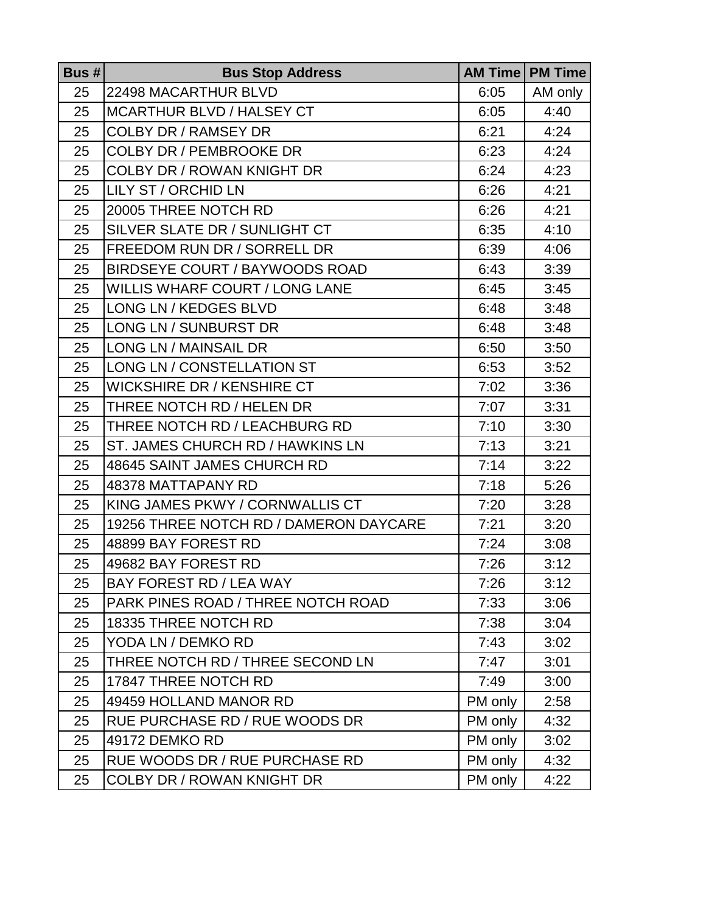| Bus # | Bus Stop Address | AM Time | PM Time |
|---|---|---|---|
| 25 | 22498 MACARTHUR BLVD | 6:05 | AM only |
| 25 | MCARTHUR BLVD / HALSEY CT | 6:05 | 4:40 |
| 25 | COLBY DR / RAMSEY DR | 6:21 | 4:24 |
| 25 | COLBY DR / PEMBROOKE DR | 6:23 | 4:24 |
| 25 | COLBY DR / ROWAN KNIGHT DR | 6:24 | 4:23 |
| 25 | LILY ST / ORCHID LN | 6:26 | 4:21 |
| 25 | 20005 THREE NOTCH RD | 6:26 | 4:21 |
| 25 | SILVER SLATE DR / SUNLIGHT CT | 6:35 | 4:10 |
| 25 | FREEDOM RUN DR / SORRELL DR | 6:39 | 4:06 |
| 25 | BIRDSEYE COURT / BAYWOODS ROAD | 6:43 | 3:39 |
| 25 | WILLIS WHARF COURT / LONG LANE | 6:45 | 3:45 |
| 25 | LONG LN / KEDGES BLVD | 6:48 | 3:48 |
| 25 | LONG LN / SUNBURST DR | 6:48 | 3:48 |
| 25 | LONG LN / MAINSAIL DR | 6:50 | 3:50 |
| 25 | LONG LN / CONSTELLATION ST | 6:53 | 3:52 |
| 25 | WICKSHIRE DR / KENSHIRE CT | 7:02 | 3:36 |
| 25 | THREE NOTCH RD / HELEN DR | 7:07 | 3:31 |
| 25 | THREE NOTCH RD / LEACHBURG RD | 7:10 | 3:30 |
| 25 | ST. JAMES CHURCH RD / HAWKINS LN | 7:13 | 3:21 |
| 25 | 48645 SAINT JAMES CHURCH RD | 7:14 | 3:22 |
| 25 | 48378 MATTAPANY RD | 7:18 | 5:26 |
| 25 | KING JAMES PKWY / CORNWALLIS CT | 7:20 | 3:28 |
| 25 | 19256 THREE NOTCH RD / DAMERON DAYCARE | 7:21 | 3:20 |
| 25 | 48899 BAY FOREST RD | 7:24 | 3:08 |
| 25 | 49682 BAY FOREST RD | 7:26 | 3:12 |
| 25 | BAY FOREST RD / LEA WAY | 7:26 | 3:12 |
| 25 | PARK PINES ROAD / THREE NOTCH ROAD | 7:33 | 3:06 |
| 25 | 18335 THREE NOTCH RD | 7:38 | 3:04 |
| 25 | YODA LN / DEMKO RD | 7:43 | 3:02 |
| 25 | THREE NOTCH RD / THREE SECOND LN | 7:47 | 3:01 |
| 25 | 17847 THREE NOTCH RD | 7:49 | 3:00 |
| 25 | 49459 HOLLAND MANOR RD | PM only | 2:58 |
| 25 | RUE PURCHASE RD / RUE WOODS DR | PM only | 4:32 |
| 25 | 49172 DEMKO RD | PM only | 3:02 |
| 25 | RUE WOODS DR / RUE PURCHASE RD | PM only | 4:32 |
| 25 | COLBY DR / ROWAN KNIGHT DR | PM only | 4:22 |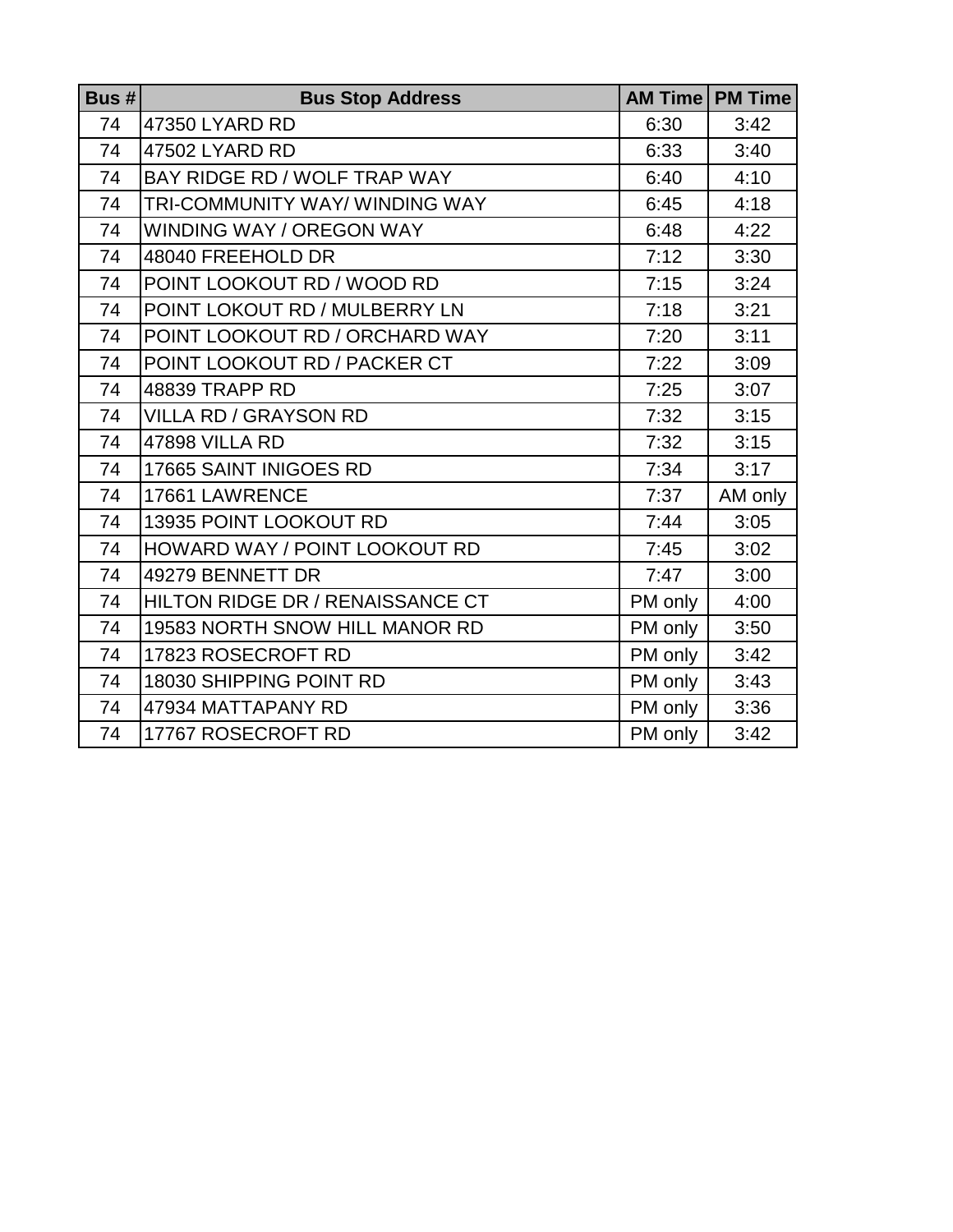| Bus # | Bus Stop Address | AM Time | PM Time |
|---|---|---|---|
| 74 | 47350 LYARD RD | 6:30 | 3:42 |
| 74 | 47502 LYARD RD | 6:33 | 3:40 |
| 74 | BAY RIDGE RD / WOLF TRAP WAY | 6:40 | 4:10 |
| 74 | TRI-COMMUNITY WAY/ WINDING WAY | 6:45 | 4:18 |
| 74 | WINDING WAY / OREGON WAY | 6:48 | 4:22 |
| 74 | 48040 FREEHOLD DR | 7:12 | 3:30 |
| 74 | POINT LOOKOUT RD / WOOD RD | 7:15 | 3:24 |
| 74 | POINT LOKOUT RD / MULBERRY LN | 7:18 | 3:21 |
| 74 | POINT LOOKOUT RD / ORCHARD WAY | 7:20 | 3:11 |
| 74 | POINT LOOKOUT RD / PACKER CT | 7:22 | 3:09 |
| 74 | 48839 TRAPP RD | 7:25 | 3:07 |
| 74 | VILLA RD / GRAYSON RD | 7:32 | 3:15 |
| 74 | 47898 VILLA RD | 7:32 | 3:15 |
| 74 | 17665 SAINT INIGOES RD | 7:34 | 3:17 |
| 74 | 17661 LAWRENCE | 7:37 | AM only |
| 74 | 13935 POINT LOOKOUT RD | 7:44 | 3:05 |
| 74 | HOWARD WAY / POINT LOOKOUT RD | 7:45 | 3:02 |
| 74 | 49279 BENNETT DR | 7:47 | 3:00 |
| 74 | HILTON RIDGE DR / RENAISSANCE CT | PM only | 4:00 |
| 74 | 19583 NORTH SNOW HILL MANOR RD | PM only | 3:50 |
| 74 | 17823 ROSECROFT RD | PM only | 3:42 |
| 74 | 18030 SHIPPING POINT RD | PM only | 3:43 |
| 74 | 47934 MATTAPANY RD | PM only | 3:36 |
| 74 | 17767 ROSECROFT RD | PM only | 3:42 |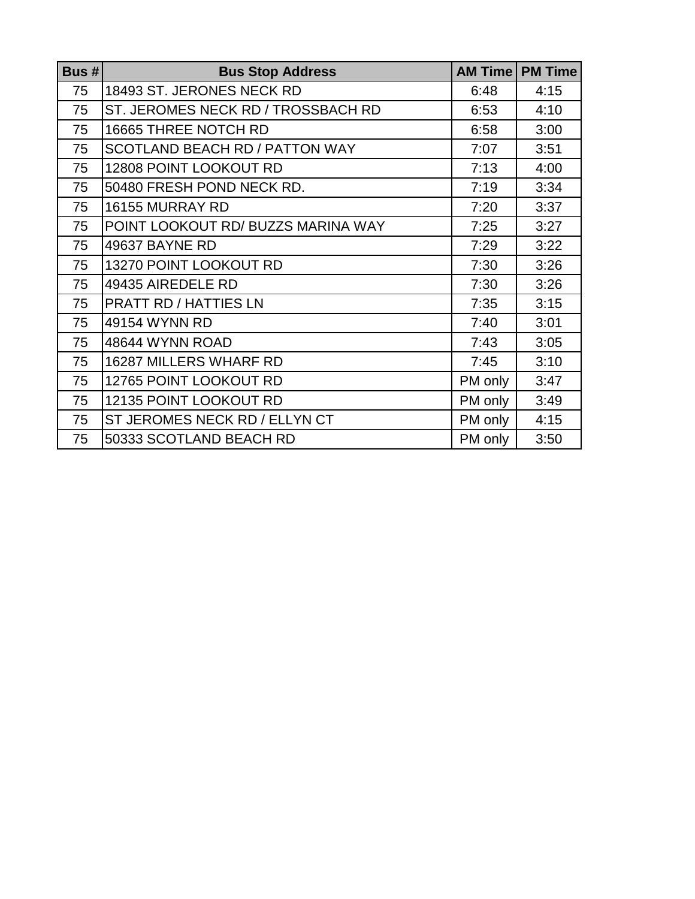| Bus # | Bus Stop Address | AM Time | PM Time |
| --- | --- | --- | --- |
| 75 | 18493 ST. JERONES NECK RD | 6:48 | 4:15 |
| 75 | ST. JEROMES NECK RD / TROSSBACH RD | 6:53 | 4:10 |
| 75 | 16665 THREE NOTCH RD | 6:58 | 3:00 |
| 75 | SCOTLAND BEACH RD / PATTON WAY | 7:07 | 3:51 |
| 75 | 12808 POINT LOOKOUT RD | 7:13 | 4:00 |
| 75 | 50480 FRESH POND NECK RD. | 7:19 | 3:34 |
| 75 | 16155 MURRAY RD | 7:20 | 3:37 |
| 75 | POINT LOOKOUT RD/ BUZZS MARINA WAY | 7:25 | 3:27 |
| 75 | 49637 BAYNE RD | 7:29 | 3:22 |
| 75 | 13270 POINT LOOKOUT RD | 7:30 | 3:26 |
| 75 | 49435 AIREDELE RD | 7:30 | 3:26 |
| 75 | PRATT RD / HATTIES LN | 7:35 | 3:15 |
| 75 | 49154 WYNN RD | 7:40 | 3:01 |
| 75 | 48644 WYNN ROAD | 7:43 | 3:05 |
| 75 | 16287 MILLERS WHARF RD | 7:45 | 3:10 |
| 75 | 12765 POINT LOOKOUT RD | PM only | 3:47 |
| 75 | 12135 POINT LOOKOUT RD | PM only | 3:49 |
| 75 | ST JEROMES NECK RD / ELLYN CT | PM only | 4:15 |
| 75 | 50333 SCOTLAND BEACH RD | PM only | 3:50 |